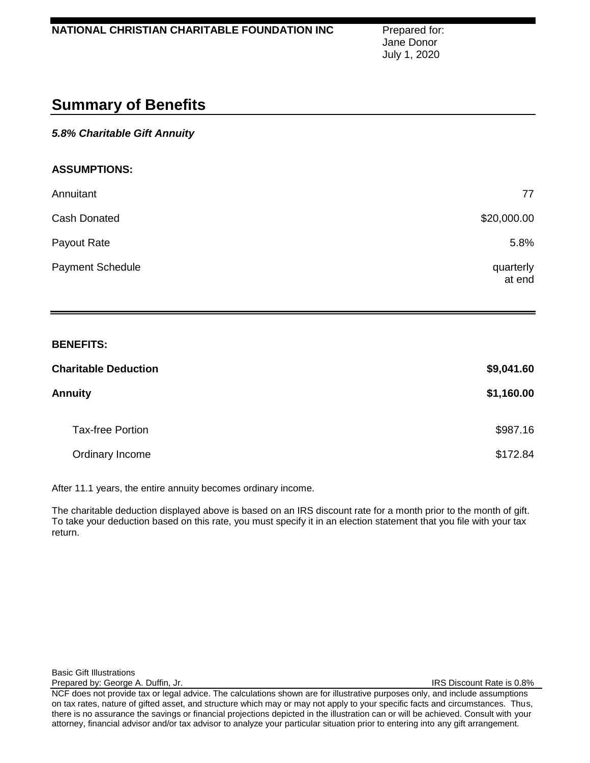**NATIONAL CHRISTIAN CHARITABLE FOUNDATION INC**

Prepared for:
Jane Donor
July 1, 2020

# Summary of Benefits

***5.8% Charitable Gift Annuity***

**ASSUMPTIONS:**

| | |
|---|---|
| Annuitant | 77 |
| Cash Donated | $20,000.00 |
| Payout Rate | 5.8% |
| Payment Schedule | quarterly at end |

**BENEFITS:**

| | |
|---|---|
| **Charitable Deduction** | **$9,041.60** |
| **Annuity** | **$1,160.00** |
| Tax-free Portion | $987.16 |
| Ordinary Income | $172.84 |

After 11.1 years, the entire annuity becomes ordinary income.

The charitable deduction displayed above is based on an IRS discount rate for a month prior to the month of gift. To take your deduction based on this rate, you must specify it in an election statement that you file with your tax return.

Basic Gift Illustrations
Prepared by: George A. Duffin, Jr.

IRS Discount Rate is 0.8%

NCF does not provide tax or legal advice. The calculations shown are for illustrative purposes only, and include assumptions on tax rates, nature of gifted asset, and structure which may or may not apply to your specific facts and circumstances. Thus, there is no assurance the savings or financial projections depicted in the illustration can or will be achieved. Consult with your attorney, financial advisor and/or tax advisor to analyze your particular situation prior to entering into any gift arrangement.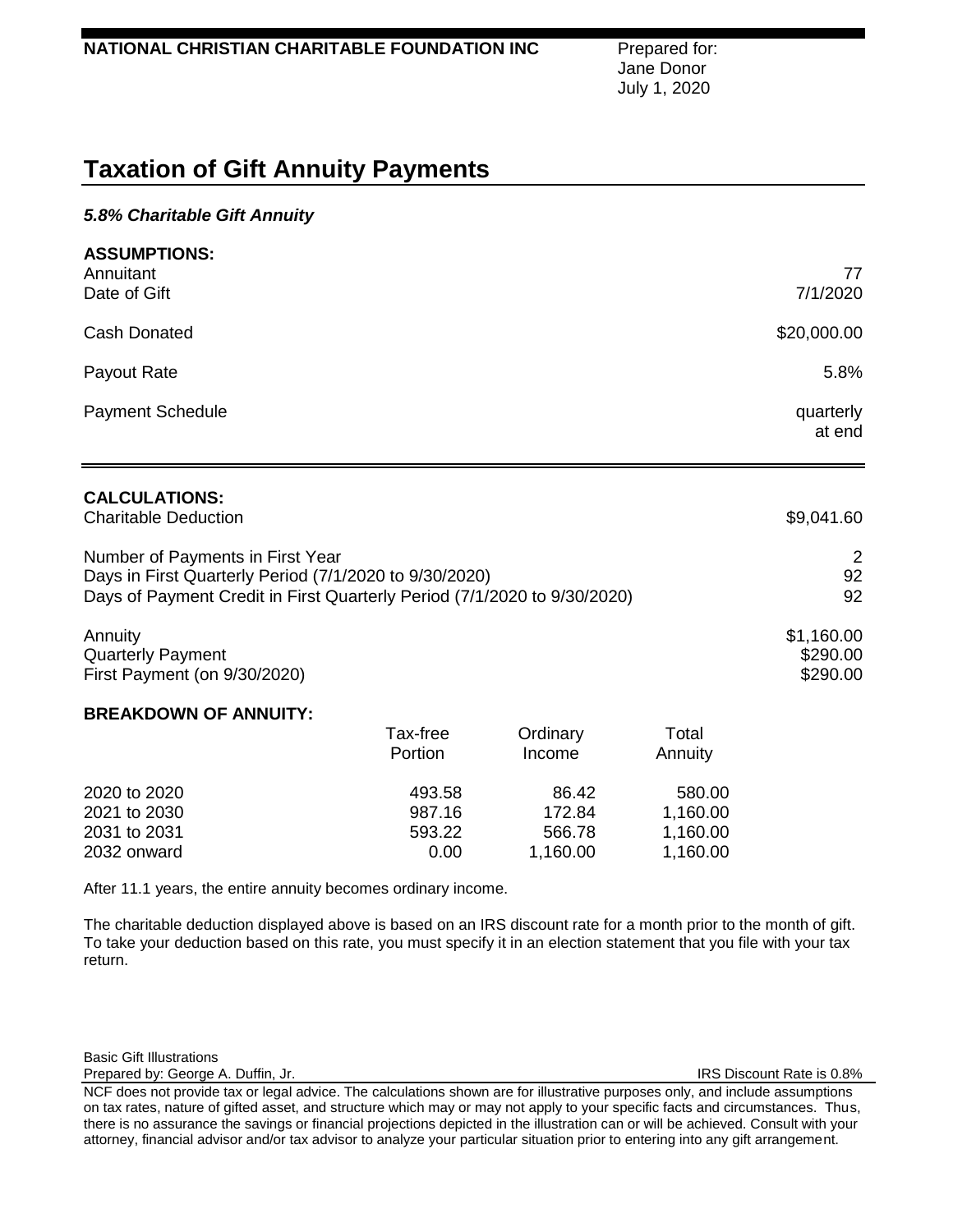**NATIONAL CHRISTIAN CHARITABLE FOUNDATION INC**

Prepared for:
Jane Donor
July 1, 2020

# Taxation of Gift Annuity Payments

***5.8% Charitable Gift Annuity***

**ASSUMPTIONS:**

| | |
|---|---|
| Annuitant | 77 |
| Date of Gift | 7/1/2020 |
| Cash Donated | $20,000.00 |
| Payout Rate | 5.8% |
| Payment Schedule | quarterly at end |

**CALCULATIONS:**

| | |
|---|---|
| Charitable Deduction | $9,041.60 |
| Number of Payments in First Year | 2 |
| Days in First Quarterly Period (7/1/2020 to 9/30/2020) | 92 |
| Days of Payment Credit in First Quarterly Period (7/1/2020 to 9/30/2020) | 92 |
| Annuity | $1,160.00 |
| Quarterly Payment | $290.00 |
| First Payment (on 9/30/2020) | $290.00 |

**BREAKDOWN OF ANNUITY:**

| | Tax-free Portion | Ordinary Income | Total Annuity |
|---|---|---|---|
| 2020 to 2020 | 493.58 | 86.42 | 580.00 |
| 2021 to 2030 | 987.16 | 172.84 | 1,160.00 |
| 2031 to 2031 | 593.22 | 566.78 | 1,160.00 |
| 2032 onward | 0.00 | 1,160.00 | 1,160.00 |

After 11.1 years, the entire annuity becomes ordinary income.

The charitable deduction displayed above is based on an IRS discount rate for a month prior to the month of gift. To take your deduction based on this rate, you must specify it in an election statement that you file with your tax return.

Basic Gift Illustrations
Prepared by: George A. Duffin, Jr.

IRS Discount Rate is 0.8%

NCF does not provide tax or legal advice. The calculations shown are for illustrative purposes only, and include assumptions on tax rates, nature of gifted asset, and structure which may or may not apply to your specific facts and circumstances. Thus, there is no assurance the savings or financial projections depicted in the illustration can or will be achieved. Consult with your attorney, financial advisor and/or tax advisor to analyze your particular situation prior to entering into any gift arrangement.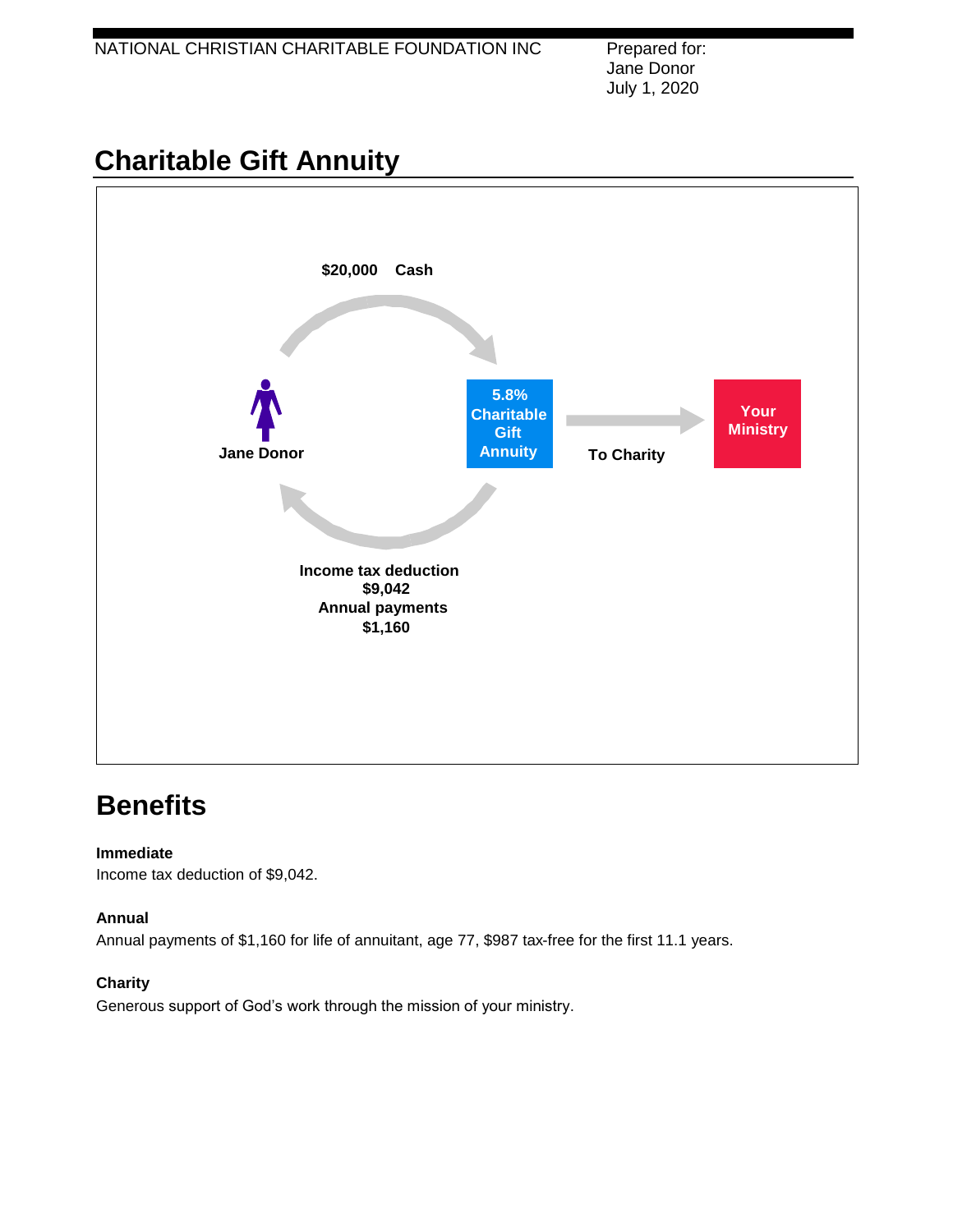NATIONAL CHRISTIAN CHARITABLE FOUNDATION INC

Prepared for:
Jane Donor
July 1, 2020

## Charitable Gift Annuity

$20,000 Cash

Jane Donor

5.8% Charitable Gift Annuity

To Charity

Your Ministry

Income tax deduction
$9,042
Annual payments
$1,160

## Benefits

**Immediate**
Income tax deduction of $9,042.

**Annual**
Annual payments of $1,160 for life of annuitant, age 77, $987 tax-free for the first 11.1 years.

**Charity**
Generous support of God's work through the mission of your ministry.